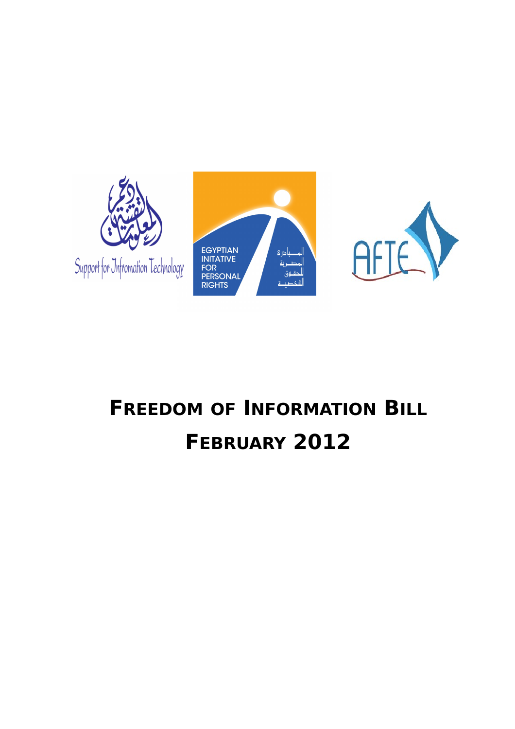Support for Infromation Technology

EGYPTIAN INITATIVE FOR PERSONAL RIGHTS

المبادرة المصرية للحقوق الشخصية

AFTE

# FREEDOM OF INFORMATION BILL

# FEBRUARY 2012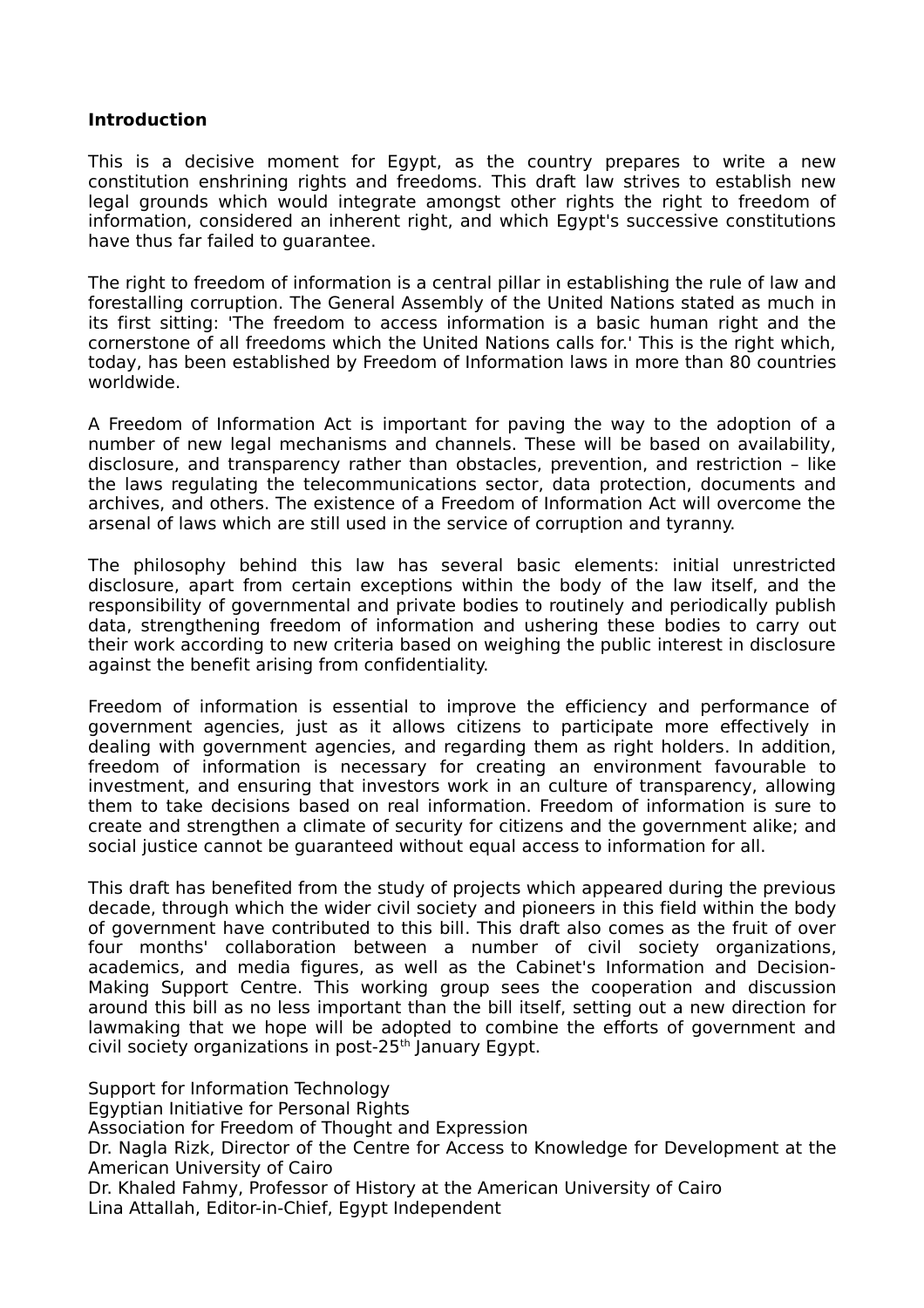**Introduction**

This is a decisive moment for Egypt, as the country prepares to write a new constitution enshrining rights and freedoms. This draft law strives to establish new legal grounds which would integrate amongst other rights the right to freedom of information, considered an inherent right, and which Egypt's successive constitutions have thus far failed to guarantee.

The right to freedom of information is a central pillar in establishing the rule of law and forestalling corruption. The General Assembly of the United Nations stated as much in its first sitting: 'The freedom to access information is a basic human right and the cornerstone of all freedoms which the United Nations calls for.' This is the right which, today, has been established by Freedom of Information laws in more than 80 countries worldwide.

A Freedom of Information Act is important for paving the way to the adoption of a number of new legal mechanisms and channels. These will be based on availability, disclosure, and transparency rather than obstacles, prevention, and restriction – like the laws regulating the telecommunications sector, data protection, documents and archives, and others. The existence of a Freedom of Information Act will overcome the arsenal of laws which are still used in the service of corruption and tyranny.

The philosophy behind this law has several basic elements: initial unrestricted disclosure, apart from certain exceptions within the body of the law itself, and the responsibility of governmental and private bodies to routinely and periodically publish data, strengthening freedom of information and ushering these bodies to carry out their work according to new criteria based on weighing the public interest in disclosure against the benefit arising from confidentiality.

Freedom of information is essential to improve the efficiency and performance of government agencies, just as it allows citizens to participate more effectively in dealing with government agencies, and regarding them as right holders. In addition, freedom of information is necessary for creating an environment favourable to investment, and ensuring that investors work in an culture of transparency, allowing them to take decisions based on real information. Freedom of information is sure to create and strengthen a climate of security for citizens and the government alike; and social justice cannot be guaranteed without equal access to information for all.

This draft has benefited from the study of projects which appeared during the previous decade, through which the wider civil society and pioneers in this field within the body of government have contributed to this bill. This draft also comes as the fruit of over four months' collaboration between a number of civil society organizations, academics, and media figures, as well as the Cabinet's Information and Decision-Making Support Centre. This working group sees the cooperation and discussion around this bill as no less important than the bill itself, setting out a new direction for lawmaking that we hope will be adopted to combine the efforts of government and civil society organizations in post-25th January Egypt.

Support for Information Technology
Egyptian Initiative for Personal Rights
Association for Freedom of Thought and Expression
Dr. Nagla Rizk, Director of the Centre for Access to Knowledge for Development at the American University of Cairo
Dr. Khaled Fahmy, Professor of History at the American University of Cairo
Lina Attallah, Editor-in-Chief, Egypt Independent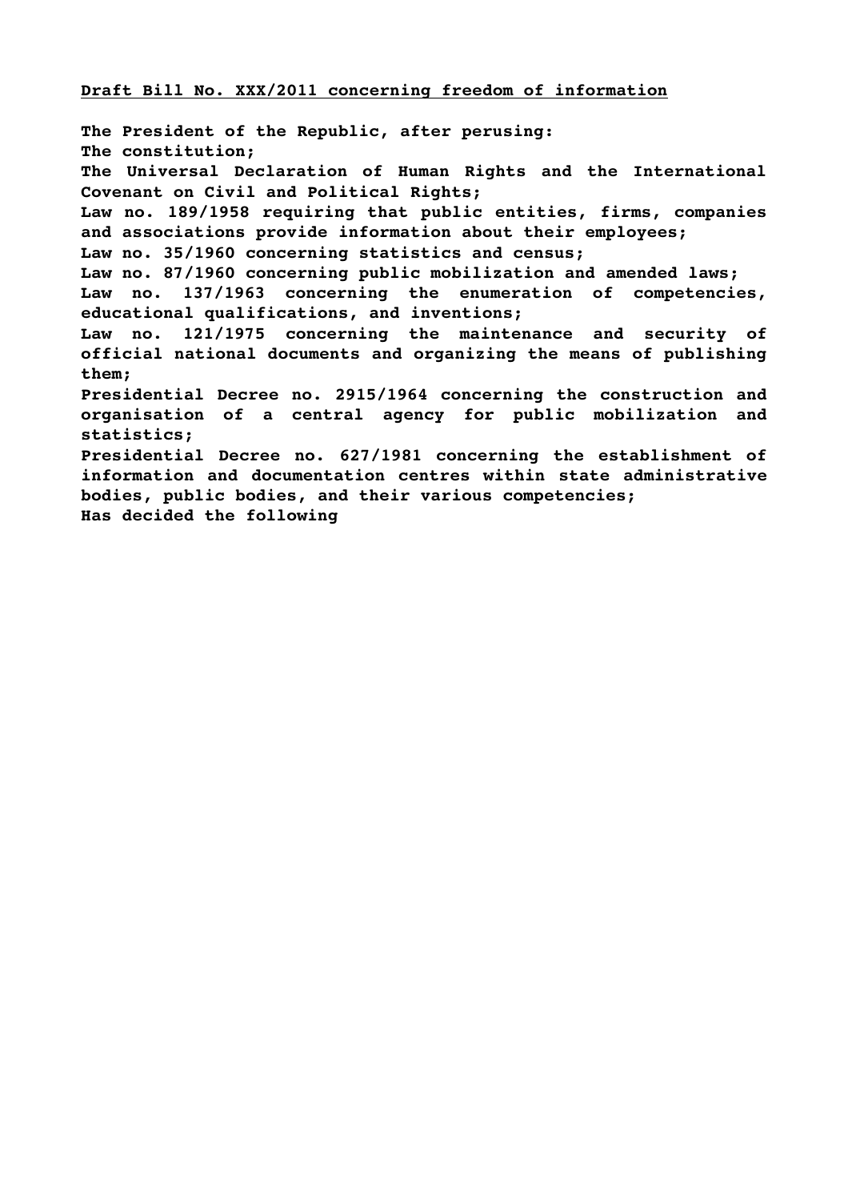**<u>Draft Bill No. XXX/2011 concerning freedom of information</u>**

**The President of the Republic, after perusing:**
**The constitution;**
**The Universal Declaration of Human Rights and the International Covenant on Civil and Political Rights;**
**Law no. 189/1958 requiring that public entities, firms, companies and associations provide information about their employees;**
**Law no. 35/1960 concerning statistics and census;**
**Law no. 87/1960 concerning public mobilization and amended laws;**
**Law no. 137/1963 concerning the enumeration of competencies, educational qualifications, and inventions;**
**Law no. 121/1975 concerning the maintenance and security of official national documents and organizing the means of publishing them;**
**Presidential Decree no. 2915/1964 concerning the construction and organisation of a central agency for public mobilization and statistics;**
**Presidential Decree no. 627/1981 concerning the establishment of information and documentation centres within state administrative bodies, public bodies, and their various competencies;**
**Has decided the following**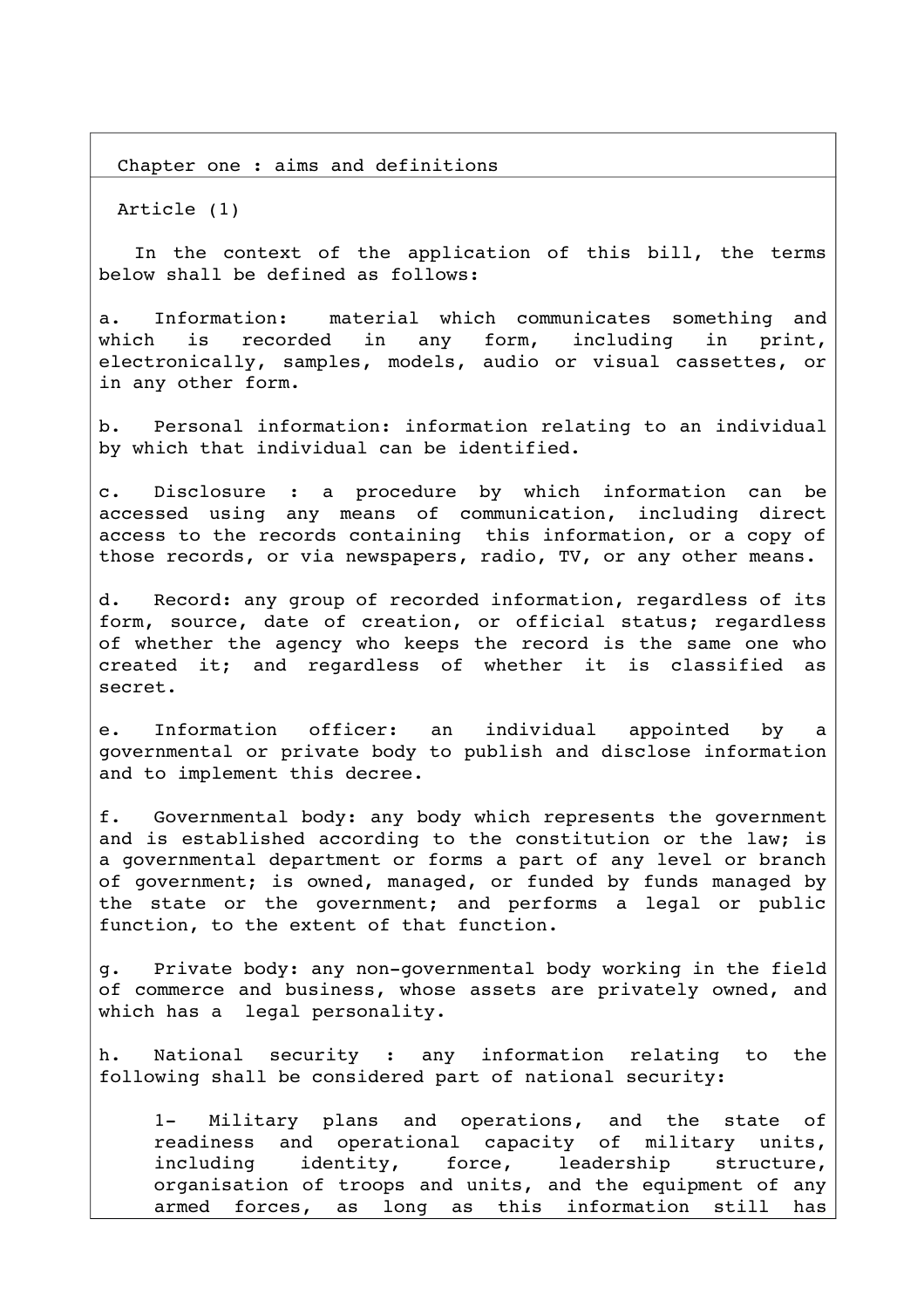## Chapter one : aims and definitions

### Article (1)

In the context of the application of this bill, the terms below shall be defined as follows:

a. Information: material which communicates something and which is recorded in any form, including in print, electronically, samples, models, audio or visual cassettes, or in any other form.

b. Personal information: information relating to an individual by which that individual can be identified.

c. Disclosure : a procedure by which information can be accessed using any means of communication, including direct access to the records containing this information, or a copy of those records, or via newspapers, radio, TV, or any other means.

d. Record: any group of recorded information, regardless of its form, source, date of creation, or official status; regardless of whether the agency who keeps the record is the same one who created it; and regardless of whether it is classified as secret.

e. Information officer: an individual appointed by a governmental or private body to publish and disclose information and to implement this decree.

f. Governmental body: any body which represents the government and is established according to the constitution or the law; is a governmental department or forms a part of any level or branch of government; is owned, managed, or funded by funds managed by the state or the government; and performs a legal or public function, to the extent of that function.

g. Private body: any non-governmental body working in the field of commerce and business, whose assets are privately owned, and which has a legal personality.

h. National security : any information relating to the following shall be considered part of national security:

1- Military plans and operations, and the state of readiness and operational capacity of military units, including identity, force, leadership structure, organisation of troops and units, and the equipment of any armed forces, as long as this information still has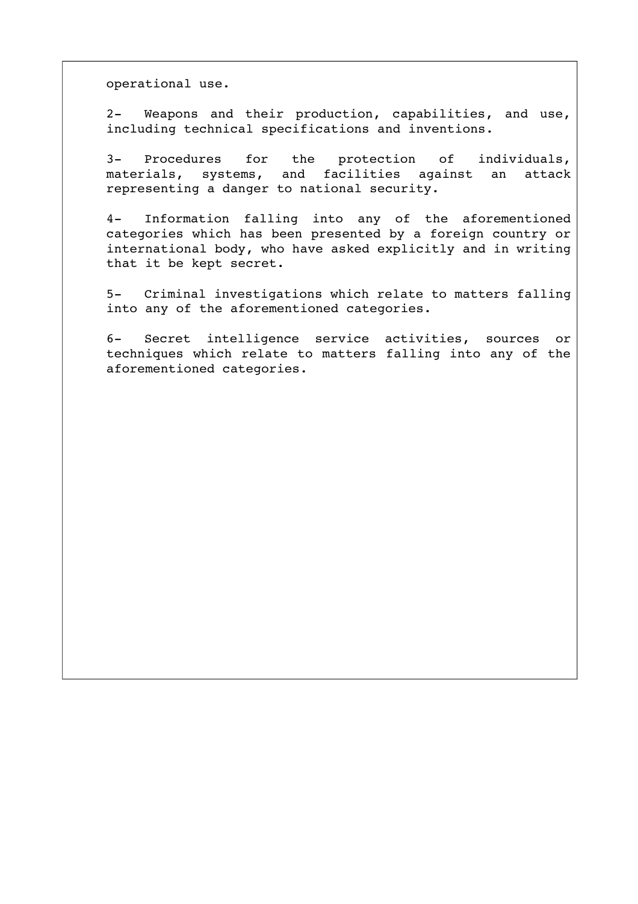operational use.

2- Weapons and their production, capabilities, and use, including technical specifications and inventions.

3- Procedures for the protection of individuals, materials, systems, and facilities against an attack representing a danger to national security.

4- Information falling into any of the aforementioned categories which has been presented by a foreign country or international body, who have asked explicitly and in writing that it be kept secret.

5- Criminal investigations which relate to matters falling into any of the aforementioned categories.

6- Secret intelligence service activities, sources or techniques which relate to matters falling into any of the aforementioned categories.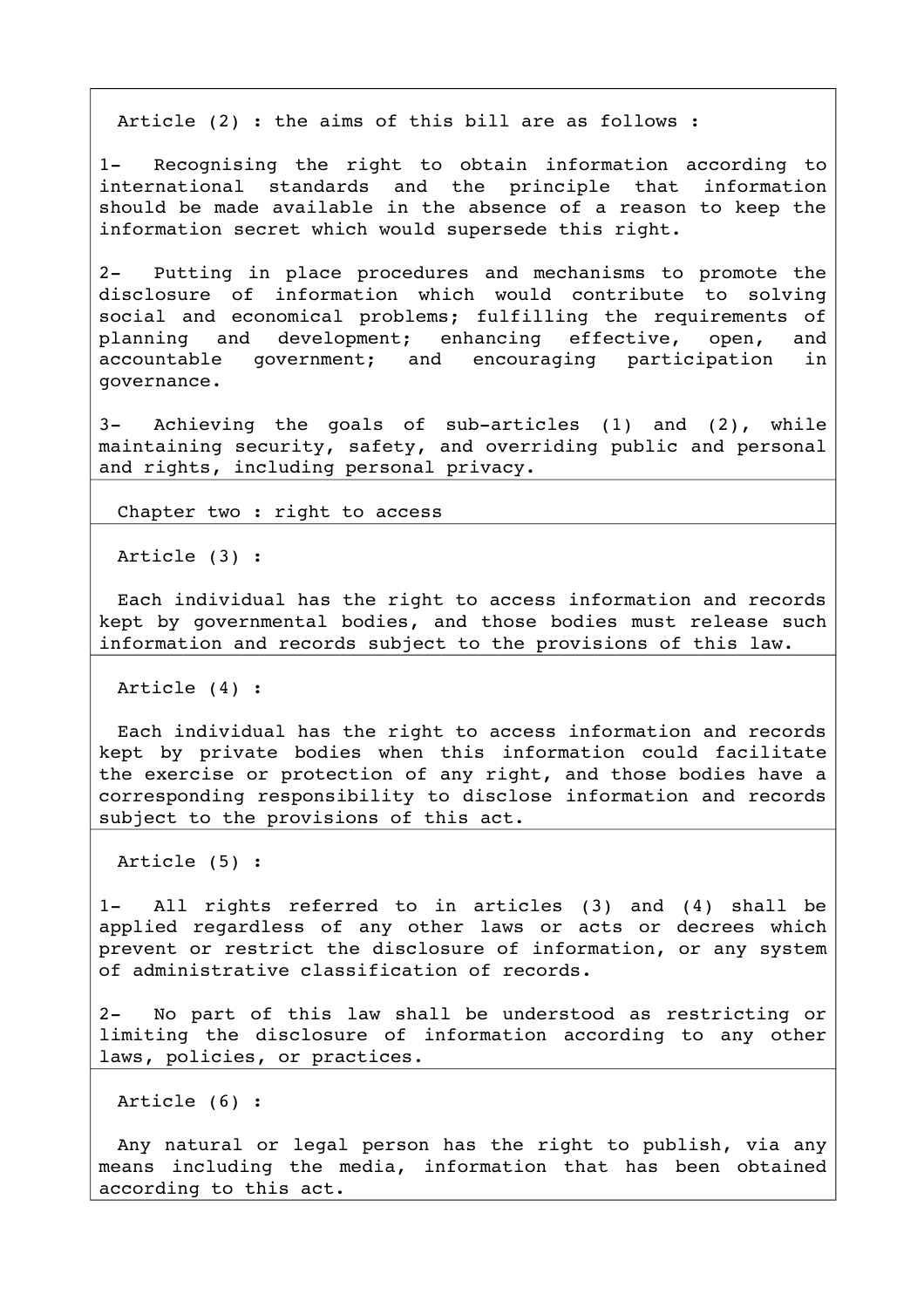Article (2) : the aims of this bill are as follows :

1- Recognising the right to obtain information according to international standards and the principle that information should be made available in the absence of a reason to keep the information secret which would supersede this right.

2- Putting in place procedures and mechanisms to promote the disclosure of information which would contribute to solving social and economical problems; fulfilling the requirements of planning and development; enhancing effective, open, and accountable government; and encouraging participation in governance.

3- Achieving the goals of sub-articles (1) and (2), while maintaining security, safety, and overriding public and personal and rights, including personal privacy.

## Chapter two : right to access

Article (3) :

Each individual has the right to access information and records kept by governmental bodies, and those bodies must release such information and records subject to the provisions of this law.

Article (4) :

Each individual has the right to access information and records kept by private bodies when this information could facilitate the exercise or protection of any right, and those bodies have a corresponding responsibility to disclose information and records subject to the provisions of this act.

Article (5) :

1- All rights referred to in articles (3) and (4) shall be applied regardless of any other laws or acts or decrees which prevent or restrict the disclosure of information, or any system of administrative classification of records.

2- No part of this law shall be understood as restricting or limiting the disclosure of information according to any other laws, policies, or practices.

Article (6) :

Any natural or legal person has the right to publish, via any means including the media, information that has been obtained according to this act.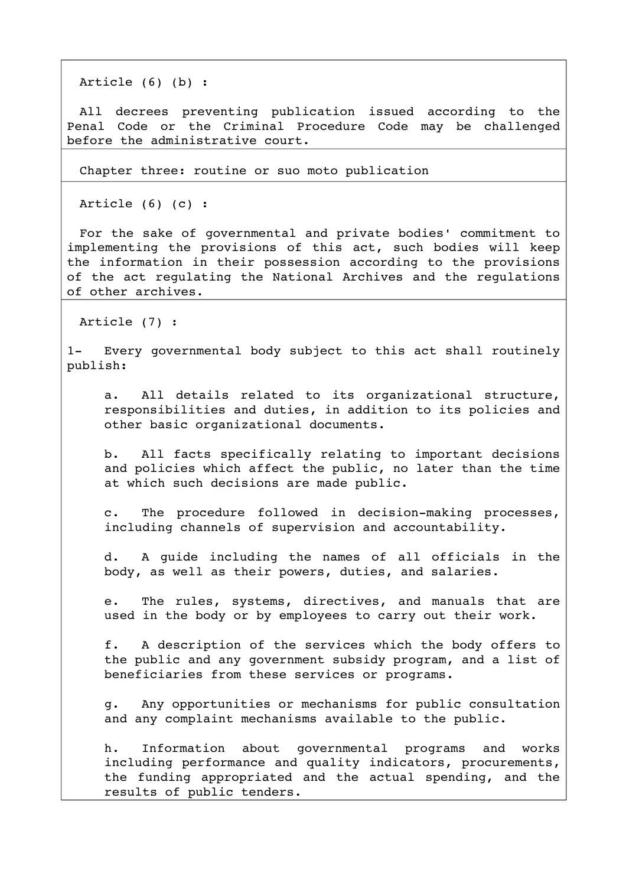Article (6) (b) :

All decrees preventing publication issued according to the Penal Code or the Criminal Procedure Code may be challenged before the administrative court.

## Chapter three: routine or suo moto publication

Article (6) (c) :

For the sake of governmental and private bodies' commitment to implementing the provisions of this act, such bodies will keep the information in their possession according to the provisions of the act regulating the National Archives and the regulations of other archives.

Article (7) :

1- Every governmental body subject to this act shall routinely publish:

a. All details related to its organizational structure, responsibilities and duties, in addition to its policies and other basic organizational documents.

b. All facts specifically relating to important decisions and policies which affect the public, no later than the time at which such decisions are made public.

c. The procedure followed in decision-making processes, including channels of supervision and accountability.

d. A guide including the names of all officials in the body, as well as their powers, duties, and salaries.

e. The rules, systems, directives, and manuals that are used in the body or by employees to carry out their work.

f. A description of the services which the body offers to the public and any government subsidy program, and a list of beneficiaries from these services or programs.

g. Any opportunities or mechanisms for public consultation and any complaint mechanisms available to the public.

h. Information about governmental programs and works including performance and quality indicators, procurements, the funding appropriated and the actual spending, and the results of public tenders.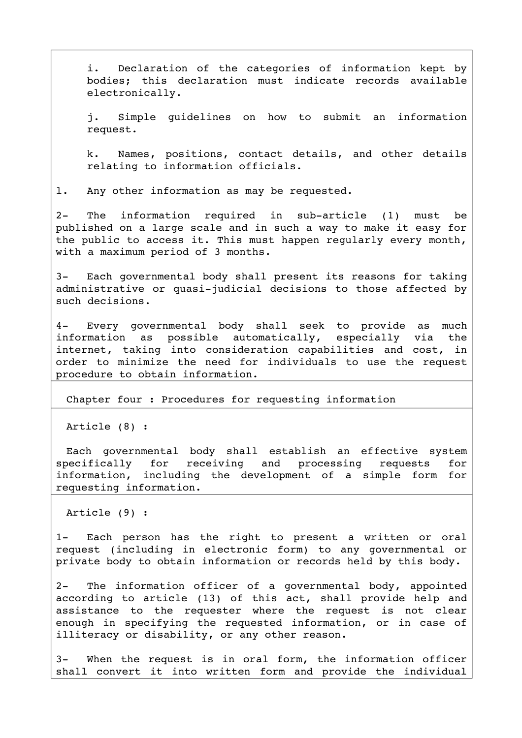i. Declaration of the categories of information kept by bodies; this declaration must indicate records available electronically.

j. Simple guidelines on how to submit an information request.

k. Names, positions, contact details, and other details relating to information officials.

l. Any other information as may be requested.

2- The information required in sub-article (1) must be published on a large scale and in such a way to make it easy for the public to access it. This must happen regularly every month, with a maximum period of 3 months.

3- Each governmental body shall present its reasons for taking administrative or quasi-judicial decisions to those affected by such decisions.

4- Every governmental body shall seek to provide as much information as possible automatically, especially via the internet, taking into consideration capabilities and cost, in order to minimize the need for individuals to use the request procedure to obtain information.

## Chapter four : Procedures for requesting information

### Article (8) :

Each governmental body shall establish an effective system specifically for receiving and processing requests for information, including the development of a simple form for requesting information.

### Article (9) :

1- Each person has the right to present a written or oral request (including in electronic form) to any governmental or private body to obtain information or records held by this body.

2- The information officer of a governmental body, appointed according to article (13) of this act, shall provide help and assistance to the requester where the request is not clear enough in specifying the requested information, or in case of illiteracy or disability, or any other reason.

3- When the request is in oral form, the information officer shall convert it into written form and provide the individual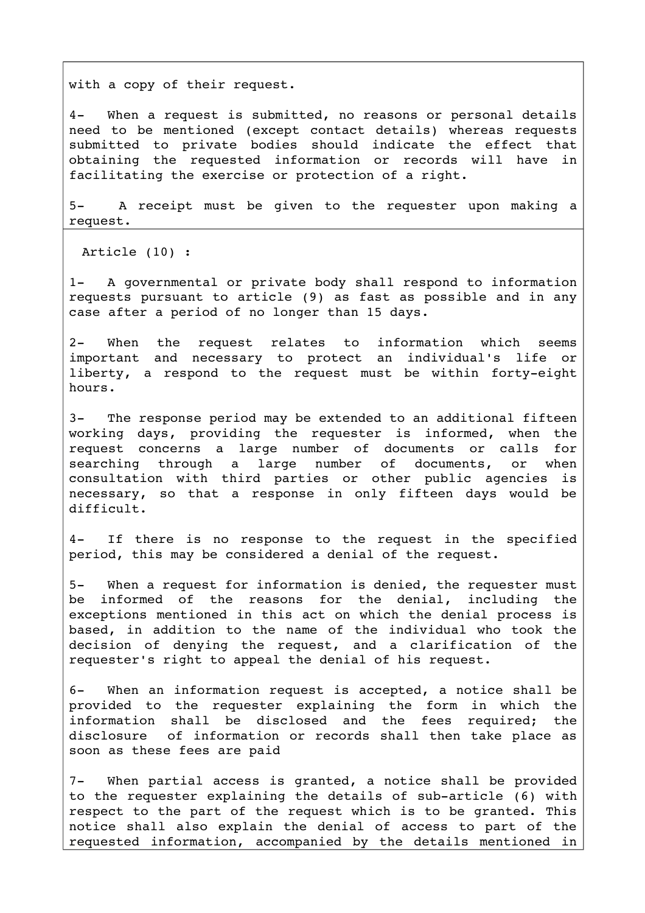with a copy of their request.

4- When a request is submitted, no reasons or personal details need to be mentioned (except contact details) whereas requests submitted to private bodies should indicate the effect that obtaining the requested information or records will have in facilitating the exercise or protection of a right.

5- A receipt must be given to the requester upon making a request.

Article (10) :

1- A governmental or private body shall respond to information requests pursuant to article (9) as fast as possible and in any case after a period of no longer than 15 days.

2- When the request relates to information which seems important and necessary to protect an individual's life or liberty, a respond to the request must be within forty-eight hours.

3- The response period may be extended to an additional fifteen working days, providing the requester is informed, when the request concerns a large number of documents or calls for searching through a large number of documents, or when consultation with third parties or other public agencies is necessary, so that a response in only fifteen days would be difficult.

4- If there is no response to the request in the specified period, this may be considered a denial of the request.

5- When a request for information is denied, the requester must be informed of the reasons for the denial, including the exceptions mentioned in this act on which the denial process is based, in addition to the name of the individual who took the decision of denying the request, and a clarification of the requester's right to appeal the denial of his request.

6- When an information request is accepted, a notice shall be provided to the requester explaining the form in which the information shall be disclosed and the fees required; the disclosure of information or records shall then take place as soon as these fees are paid

7- When partial access is granted, a notice shall be provided to the requester explaining the details of sub-article (6) with respect to the part of the request which is to be granted. This notice shall also explain the denial of access to part of the requested information, accompanied by the details mentioned in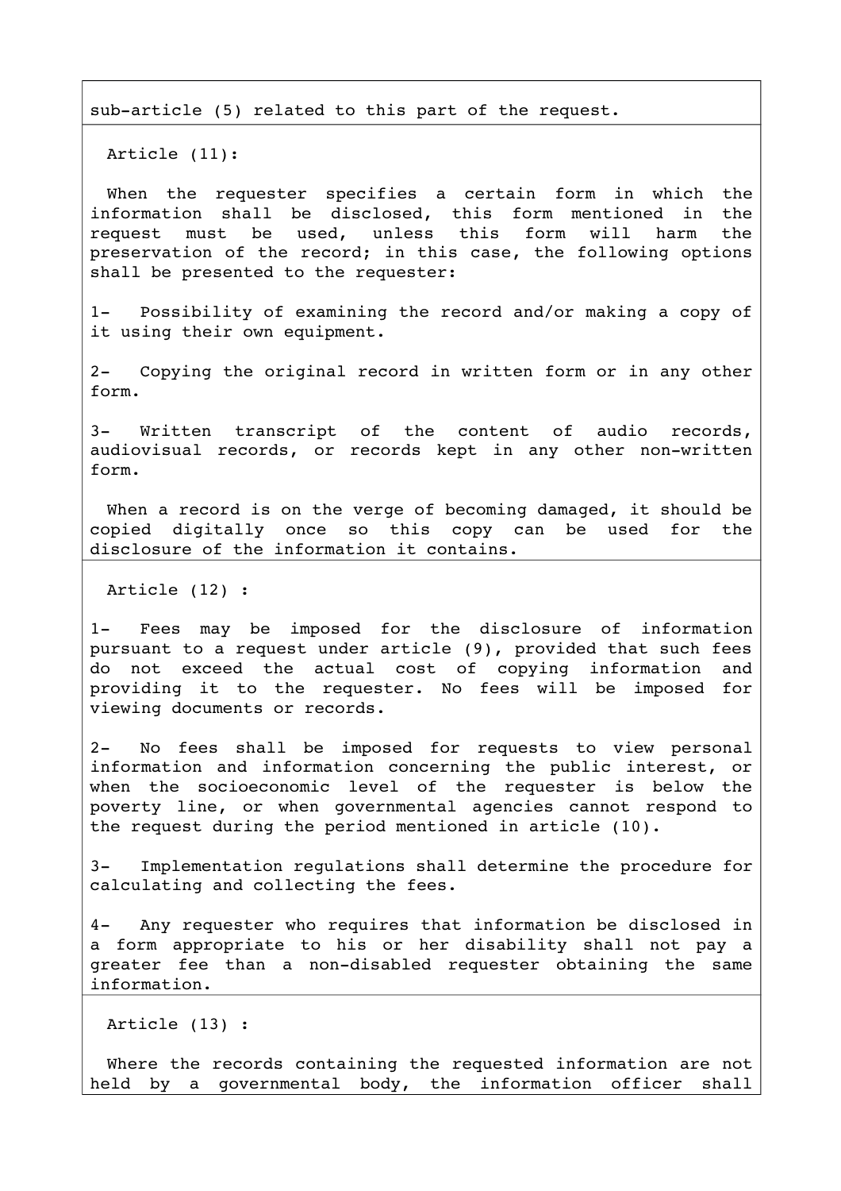sub-article (5) related to this part of the request.

Article (11):

When the requester specifies a certain form in which the information shall be disclosed, this form mentioned in the request must be used, unless this form will harm the preservation of the record; in this case, the following options shall be presented to the requester:

1- Possibility of examining the record and/or making a copy of it using their own equipment.

2- Copying the original record in written form or in any other form.

3- Written transcript of the content of audio records, audiovisual records, or records kept in any other non-written form.

When a record is on the verge of becoming damaged, it should be copied digitally once so this copy can be used for the disclosure of the information it contains.

Article (12) :

1- Fees may be imposed for the disclosure of information pursuant to a request under article (9), provided that such fees do not exceed the actual cost of copying information and providing it to the requester. No fees will be imposed for viewing documents or records.

2- No fees shall be imposed for requests to view personal information and information concerning the public interest, or when the socioeconomic level of the requester is below the poverty line, or when governmental agencies cannot respond to the request during the period mentioned in article (10).

3- Implementation regulations shall determine the procedure for calculating and collecting the fees.

4- Any requester who requires that information be disclosed in a form appropriate to his or her disability shall not pay a greater fee than a non-disabled requester obtaining the same information.

Article (13) :

Where the records containing the requested information are not held by a governmental body, the information officer shall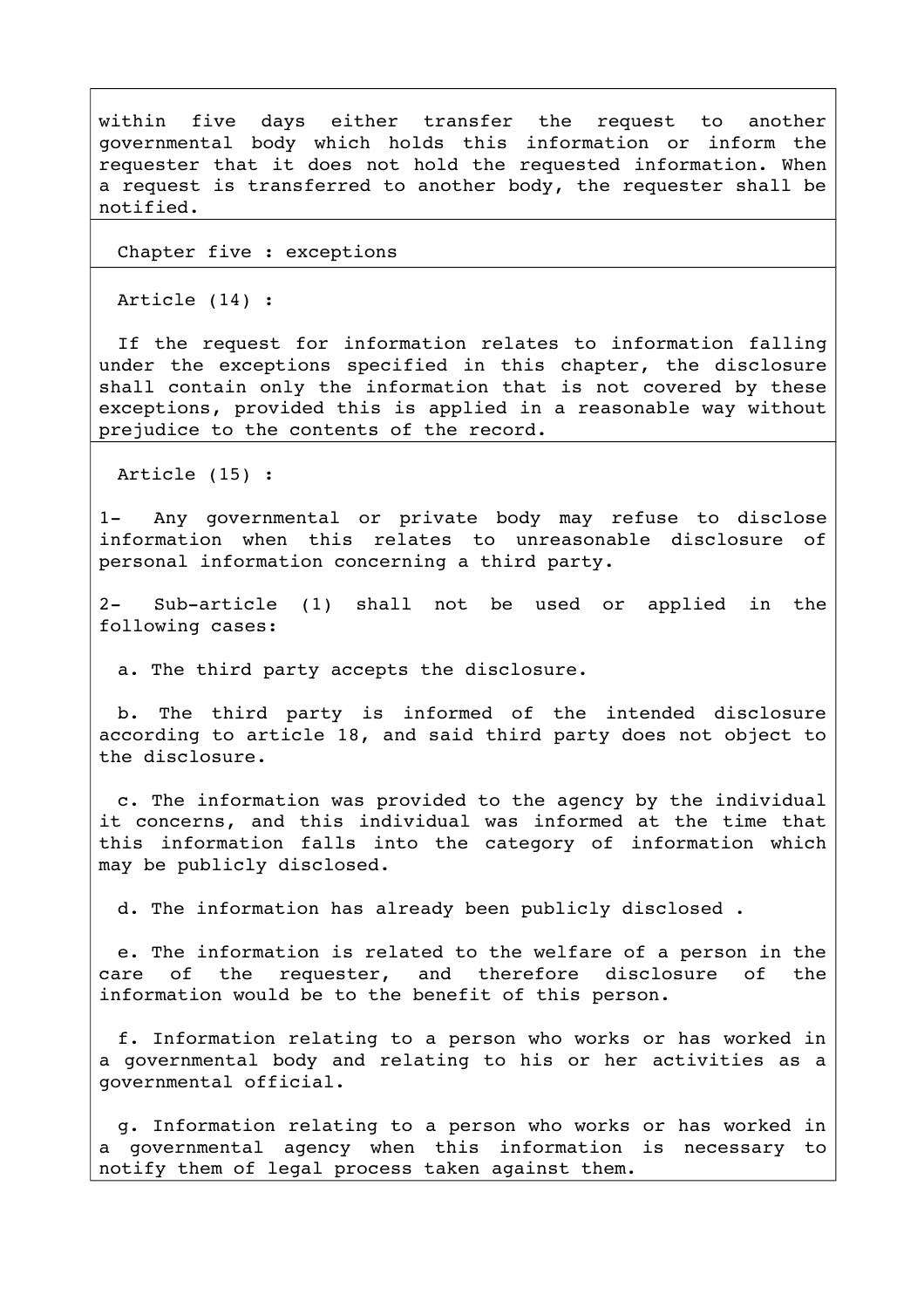within five days either transfer the request to another governmental body which holds this information or inform the requester that it does not hold the requested information. When a request is transferred to another body, the requester shall be notified.

## Chapter five : exceptions

### Article (14) :

If the request for information relates to information falling under the exceptions specified in this chapter, the disclosure shall contain only the information that is not covered by these exceptions, provided this is applied in a reasonable way without prejudice to the contents of the record.

### Article (15) :

1- Any governmental or private body may refuse to disclose information when this relates to unreasonable disclosure of personal information concerning a third party.

2- Sub-article (1) shall not be used or applied in the following cases:

a. The third party accepts the disclosure.

b. The third party is informed of the intended disclosure according to article 18, and said third party does not object to the disclosure.

c. The information was provided to the agency by the individual it concerns, and this individual was informed at the time that this information falls into the category of information which may be publicly disclosed.

d. The information has already been publicly disclosed .

e. The information is related to the welfare of a person in the care of the requester, and therefore disclosure of the information would be to the benefit of this person.

f. Information relating to a person who works or has worked in a governmental body and relating to his or her activities as a governmental official.

g. Information relating to a person who works or has worked in a governmental agency when this information is necessary to notify them of legal process taken against them.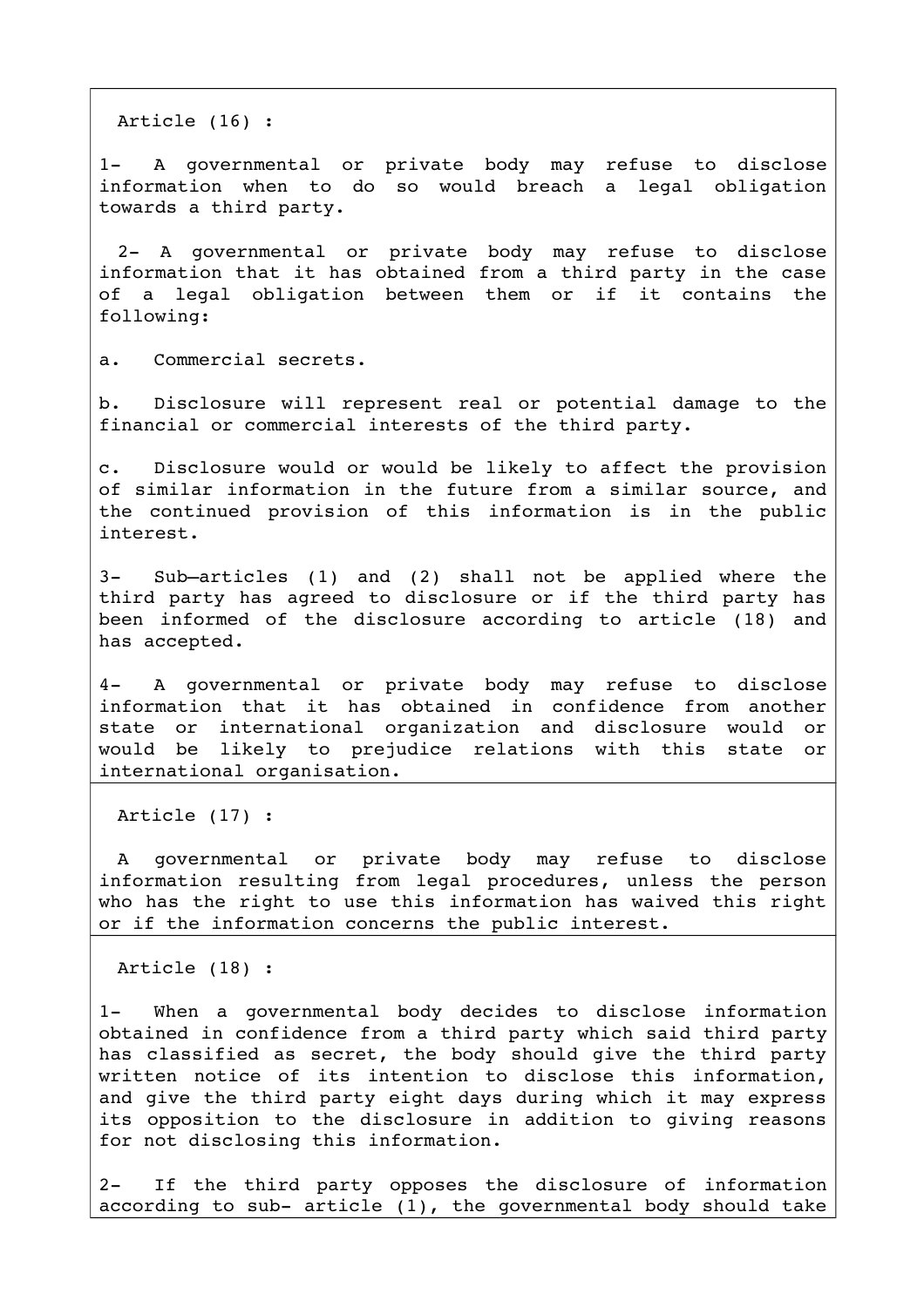Article (16) :

1- A governmental or private body may refuse to disclose information when to do so would breach a legal obligation towards a third party.

2- A governmental or private body may refuse to disclose information that it has obtained from a third party in the case of a legal obligation between them or if it contains the following:

a. Commercial secrets.

b. Disclosure will represent real or potential damage to the financial or commercial interests of the third party.

c. Disclosure would or would be likely to affect the provision of similar information in the future from a similar source, and the continued provision of this information is in the public interest.

3- Sub–articles (1) and (2) shall not be applied where the third party has agreed to disclosure or if the third party has been informed of the disclosure according to article (18) and has accepted.

4- A governmental or private body may refuse to disclose information that it has obtained in confidence from another state or international organization and disclosure would or would be likely to prejudice relations with this state or international organisation.

Article (17) :

A governmental or private body may refuse to disclose information resulting from legal procedures, unless the person who has the right to use this information has waived this right or if the information concerns the public interest.

Article (18) :

1- When a governmental body decides to disclose information obtained in confidence from a third party which said third party has classified as secret, the body should give the third party written notice of its intention to disclose this information, and give the third party eight days during which it may express its opposition to the disclosure in addition to giving reasons for not disclosing this information.

2- If the third party opposes the disclosure of information according to sub- article (1), the governmental body should take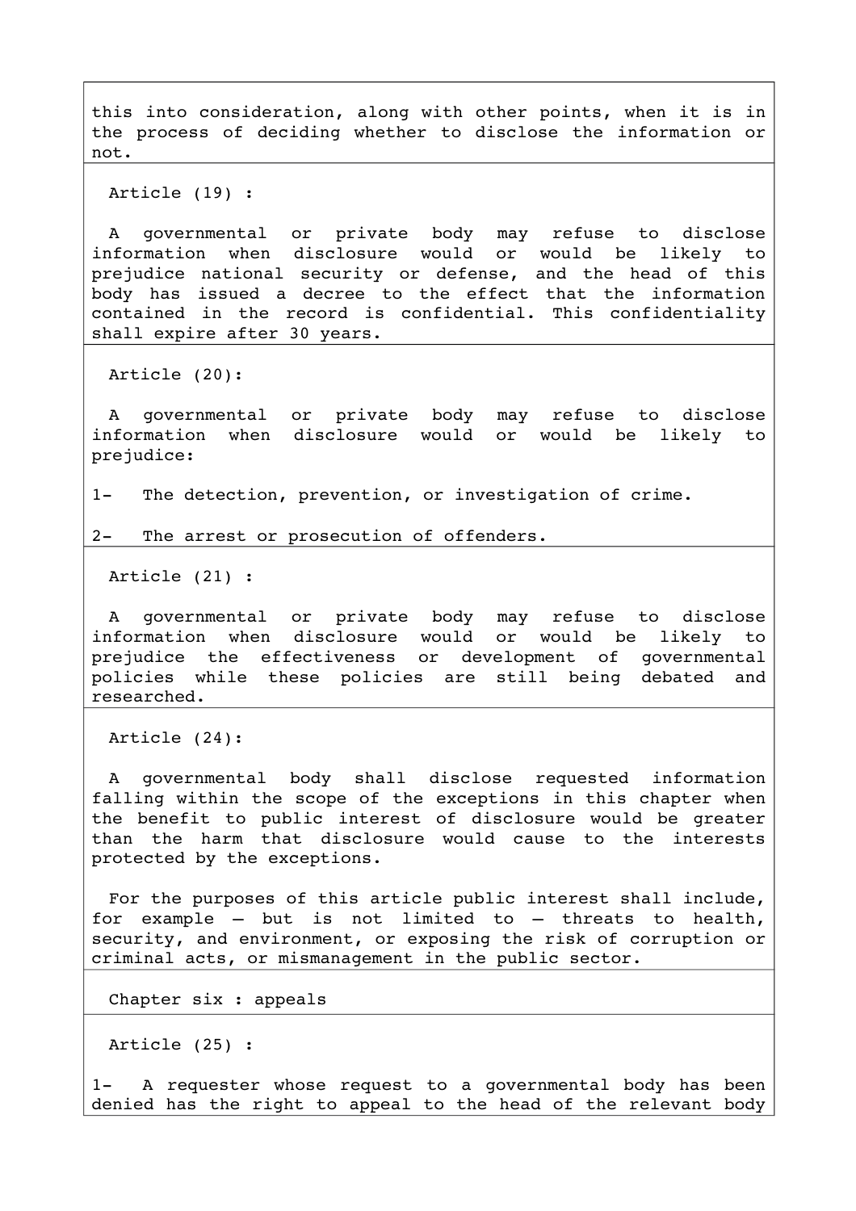this into consideration, along with other points, when it is in the process of deciding whether to disclose the information or not.

Article (19) :

A governmental or private body may refuse to disclose information when disclosure would or would be likely to prejudice national security or defense, and the head of this body has issued a decree to the effect that the information contained in the record is confidential. This confidentiality shall expire after 30 years.

Article (20):

A governmental or private body may refuse to disclose information when disclosure would or would be likely to prejudice:

1- The detection, prevention, or investigation of crime.

2- The arrest or prosecution of offenders.

Article (21) :

A governmental or private body may refuse to disclose information when disclosure would or would be likely to prejudice the effectiveness or development of governmental policies while these policies are still being debated and researched.

Article (24):

A governmental body shall disclose requested information falling within the scope of the exceptions in this chapter when the benefit to public interest of disclosure would be greater than the harm that disclosure would cause to the interests protected by the exceptions.

For the purposes of this article public interest shall include, for example – but is not limited to – threats to health, security, and environment, or exposing the risk of corruption or criminal acts, or mismanagement in the public sector.

Chapter six : appeals

Article (25) :

1- A requester whose request to a governmental body has been denied has the right to appeal to the head of the relevant body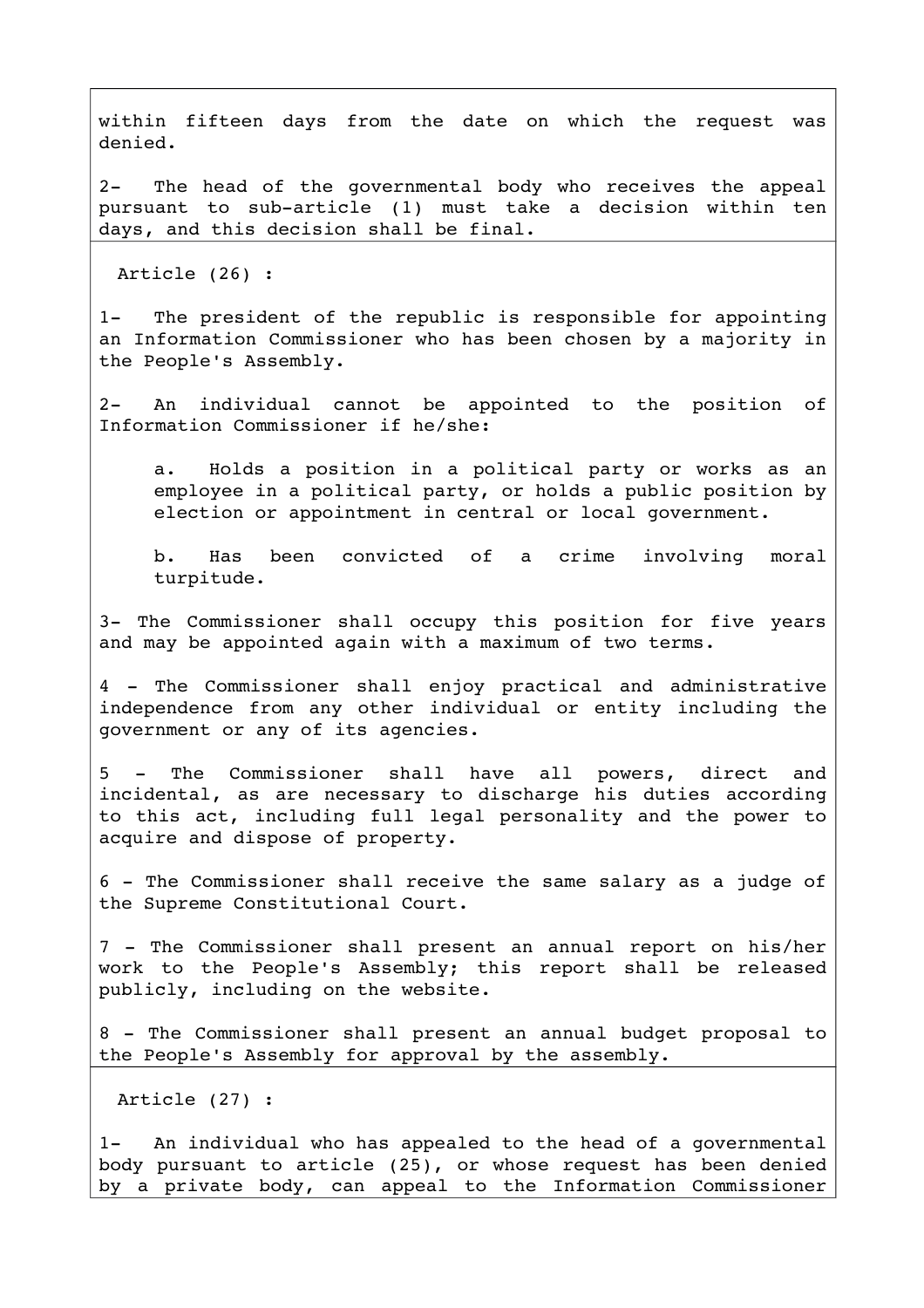within fifteen days from the date on which the request was denied.

2- The head of the governmental body who receives the appeal pursuant to sub-article (1) must take a decision within ten days, and this decision shall be final.

Article (26) :

1- The president of the republic is responsible for appointing an Information Commissioner who has been chosen by a majority in the People's Assembly.

2- An individual cannot be appointed to the position of Information Commissioner if he/she:

a. Holds a position in a political party or works as an employee in a political party, or holds a public position by election or appointment in central or local government.

b. Has been convicted of a crime involving moral turpitude.

3- The Commissioner shall occupy this position for five years and may be appointed again with a maximum of two terms.

4 - The Commissioner shall enjoy practical and administrative independence from any other individual or entity including the government or any of its agencies.

5 - The Commissioner shall have all powers, direct and incidental, as are necessary to discharge his duties according to this act, including full legal personality and the power to acquire and dispose of property.

6 - The Commissioner shall receive the same salary as a judge of the Supreme Constitutional Court.

7 - The Commissioner shall present an annual report on his/her work to the People's Assembly; this report shall be released publicly, including on the website.

8 - The Commissioner shall present an annual budget proposal to the People's Assembly for approval by the assembly.

Article (27) :

1- An individual who has appealed to the head of a governmental body pursuant to article (25), or whose request has been denied by a private body, can appeal to the Information Commissioner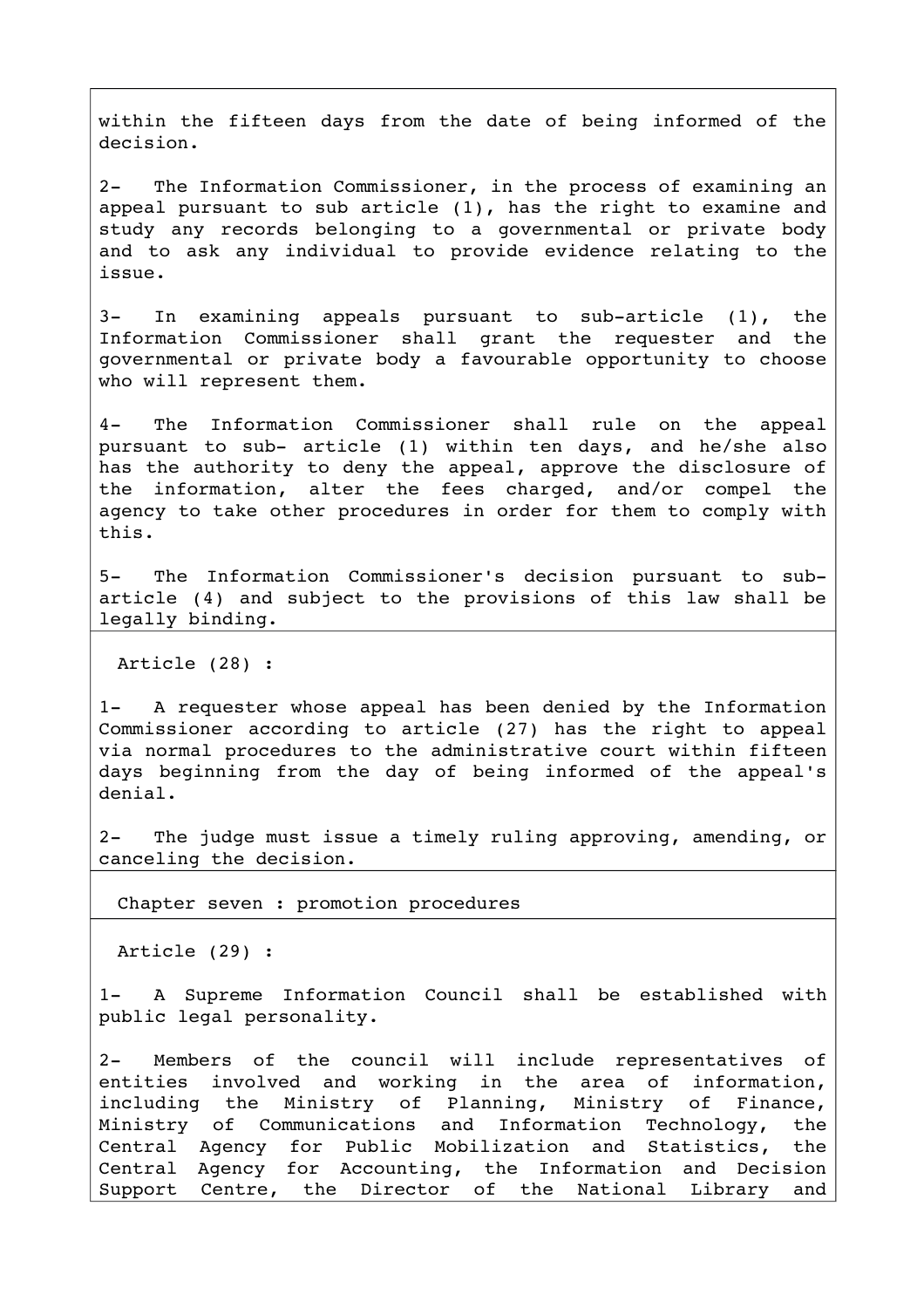within the fifteen days from the date of being informed of the decision.

2- The Information Commissioner, in the process of examining an appeal pursuant to sub article (1), has the right to examine and study any records belonging to a governmental or private body and to ask any individual to provide evidence relating to the issue.

3- In examining appeals pursuant to sub-article (1), the Information Commissioner shall grant the requester and the governmental or private body a favourable opportunity to choose who will represent them.

4- The Information Commissioner shall rule on the appeal pursuant to sub- article (1) within ten days, and he/she also has the authority to deny the appeal, approve the disclosure of the information, alter the fees charged, and/or compel the agency to take other procedures in order for them to comply with this.

5- The Information Commissioner's decision pursuant to sub-article (4) and subject to the provisions of this law shall be legally binding.

Article (28) :

1- A requester whose appeal has been denied by the Information Commissioner according to article (27) has the right to appeal via normal procedures to the administrative court within fifteen days beginning from the day of being informed of the appeal's denial.

2- The judge must issue a timely ruling approving, amending, or canceling the decision.

## Chapter seven : promotion procedures

Article (29) :

1- A Supreme Information Council shall be established with public legal personality.

2- Members of the council will include representatives of entities involved and working in the area of information, including the Ministry of Planning, Ministry of Finance, Ministry of Communications and Information Technology, the Central Agency for Public Mobilization and Statistics, the Central Agency for Accounting, the Information and Decision Support Centre, the Director of the National Library and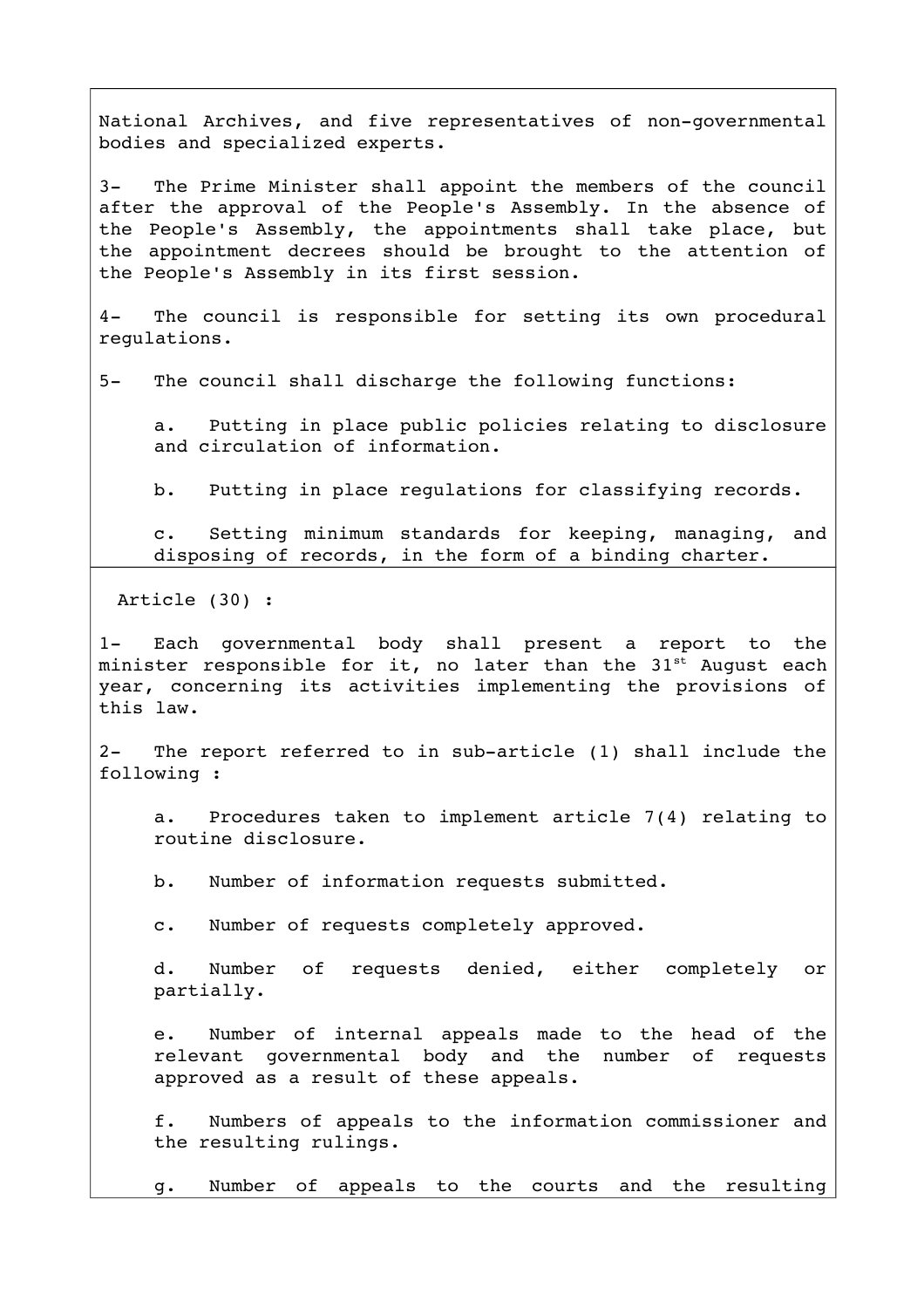National Archives, and five representatives of non-governmental bodies and specialized experts.

3- The Prime Minister shall appoint the members of the council after the approval of the People's Assembly. In the absence of the People's Assembly, the appointments shall take place, but the appointment decrees should be brought to the attention of the People's Assembly in its first session.

4- The council is responsible for setting its own procedural regulations.

5- The council shall discharge the following functions:

a. Putting in place public policies relating to disclosure and circulation of information.

b. Putting in place regulations for classifying records.

c. Setting minimum standards for keeping, managing, and disposing of records, in the form of a binding charter.

Article (30) :

1- Each governmental body shall present a report to the minister responsible for it, no later than the 31st August each year, concerning its activities implementing the provisions of this law.

2- The report referred to in sub-article (1) shall include the following :

a. Procedures taken to implement article 7(4) relating to routine disclosure.

b. Number of information requests submitted.

c. Number of requests completely approved.

d. Number of requests denied, either completely or partially.

e. Number of internal appeals made to the head of the relevant governmental body and the number of requests approved as a result of these appeals.

f. Numbers of appeals to the information commissioner and the resulting rulings.

g. Number of appeals to the courts and the resulting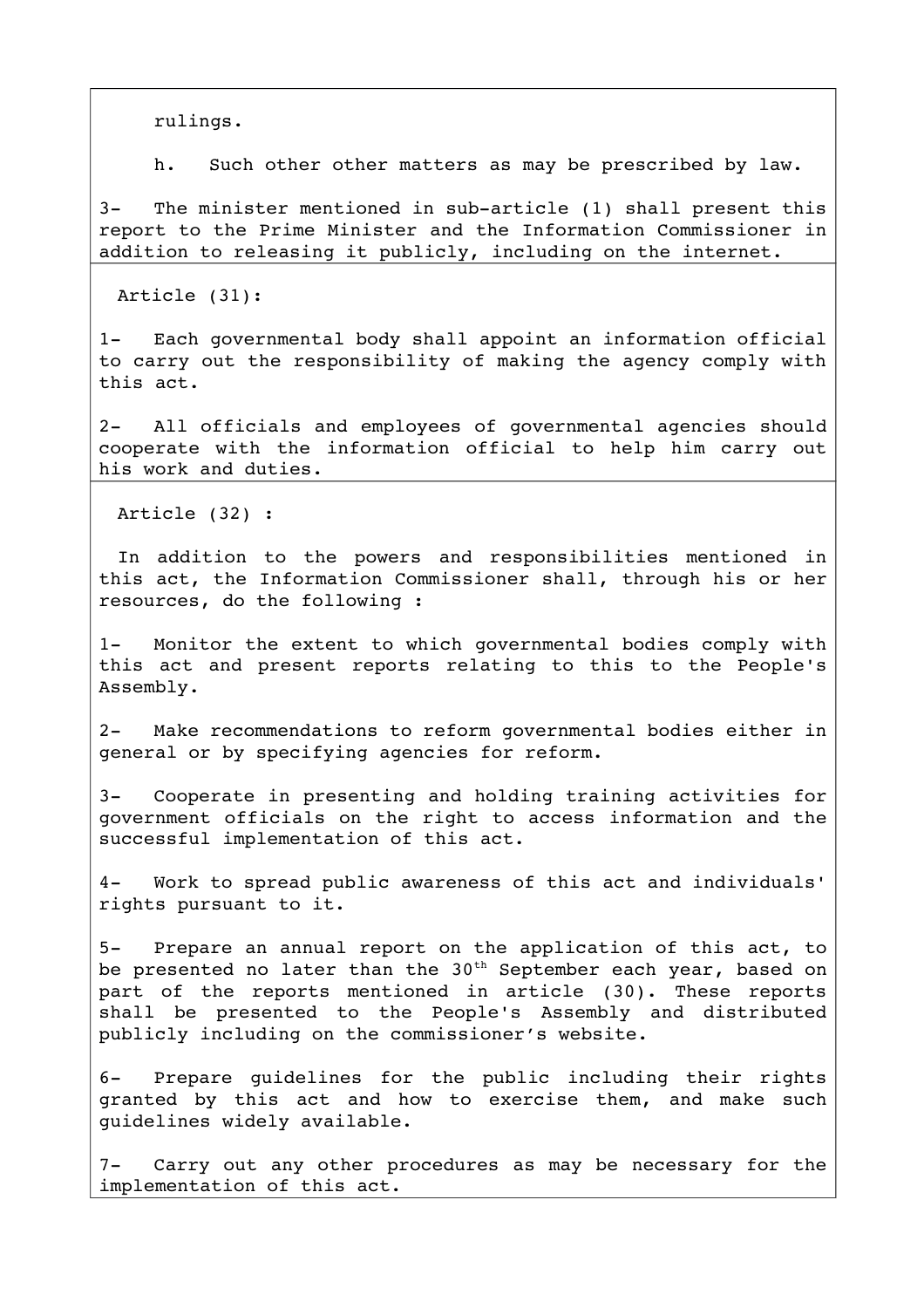rulings.

h. Such other other matters as may be prescribed by law.

3- The minister mentioned in sub-article (1) shall present this report to the Prime Minister and the Information Commissioner in addition to releasing it publicly, including on the internet.

Article (31):

1- Each governmental body shall appoint an information official to carry out the responsibility of making the agency comply with this act.

2- All officials and employees of governmental agencies should cooperate with the information official to help him carry out his work and duties.

Article (32) :

In addition to the powers and responsibilities mentioned in this act, the Information Commissioner shall, through his or her resources, do the following :

1- Monitor the extent to which governmental bodies comply with this act and present reports relating to this to the People's Assembly.

2- Make recommendations to reform governmental bodies either in general or by specifying agencies for reform.

3- Cooperate in presenting and holding training activities for government officials on the right to access information and the successful implementation of this act.

4- Work to spread public awareness of this act and individuals' rights pursuant to it.

5- Prepare an annual report on the application of this act, to be presented no later than the 30th September each year, based on part of the reports mentioned in article (30). These reports shall be presented to the People's Assembly and distributed publicly including on the commissioner's website.

6- Prepare guidelines for the public including their rights granted by this act and how to exercise them, and make such guidelines widely available.

7- Carry out any other procedures as may be necessary for the implementation of this act.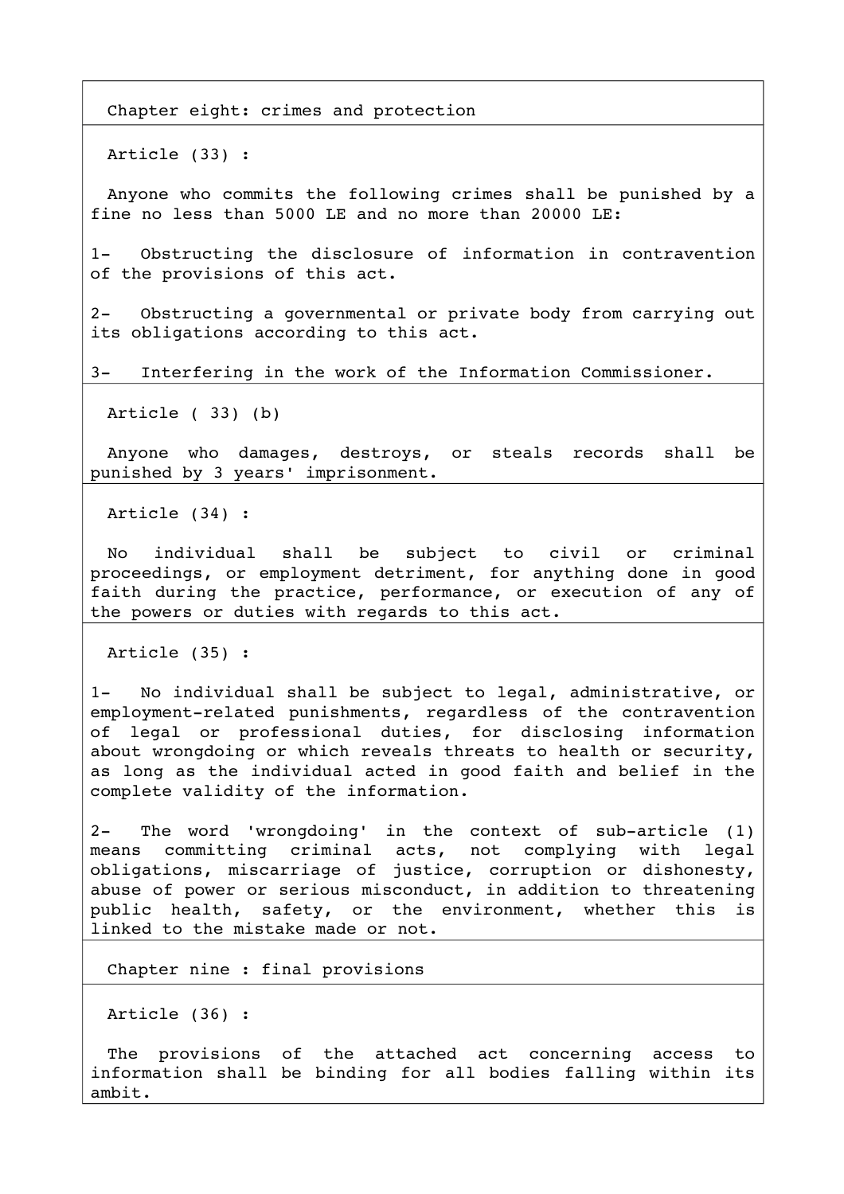## Chapter eight: crimes and protection

### Article (33) :

Anyone who commits the following crimes shall be punished by a fine no less than 5000 LE and no more than 20000 LE:

1- Obstructing the disclosure of information in contravention of the provisions of this act.

2- Obstructing a governmental or private body from carrying out its obligations according to this act.

3- Interfering in the work of the Information Commissioner.

### Article ( 33) (b)

Anyone who damages, destroys, or steals records shall be punished by 3 years' imprisonment.

### Article (34) :

No individual shall be subject to civil or criminal proceedings, or employment detriment, for anything done in good faith during the practice, performance, or execution of any of the powers or duties with regards to this act.

### Article (35) :

1- No individual shall be subject to legal, administrative, or employment-related punishments, regardless of the contravention of legal or professional duties, for disclosing information about wrongdoing or which reveals threats to health or security, as long as the individual acted in good faith and belief in the complete validity of the information.

2- The word 'wrongdoing' in the context of sub-article (1) means committing criminal acts, not complying with legal obligations, miscarriage of justice, corruption or dishonesty, abuse of power or serious misconduct, in addition to threatening public health, safety, or the environment, whether this is linked to the mistake made or not.

## Chapter nine : final provisions

### Article (36) :

The provisions of the attached act concerning access to information shall be binding for all bodies falling within its ambit.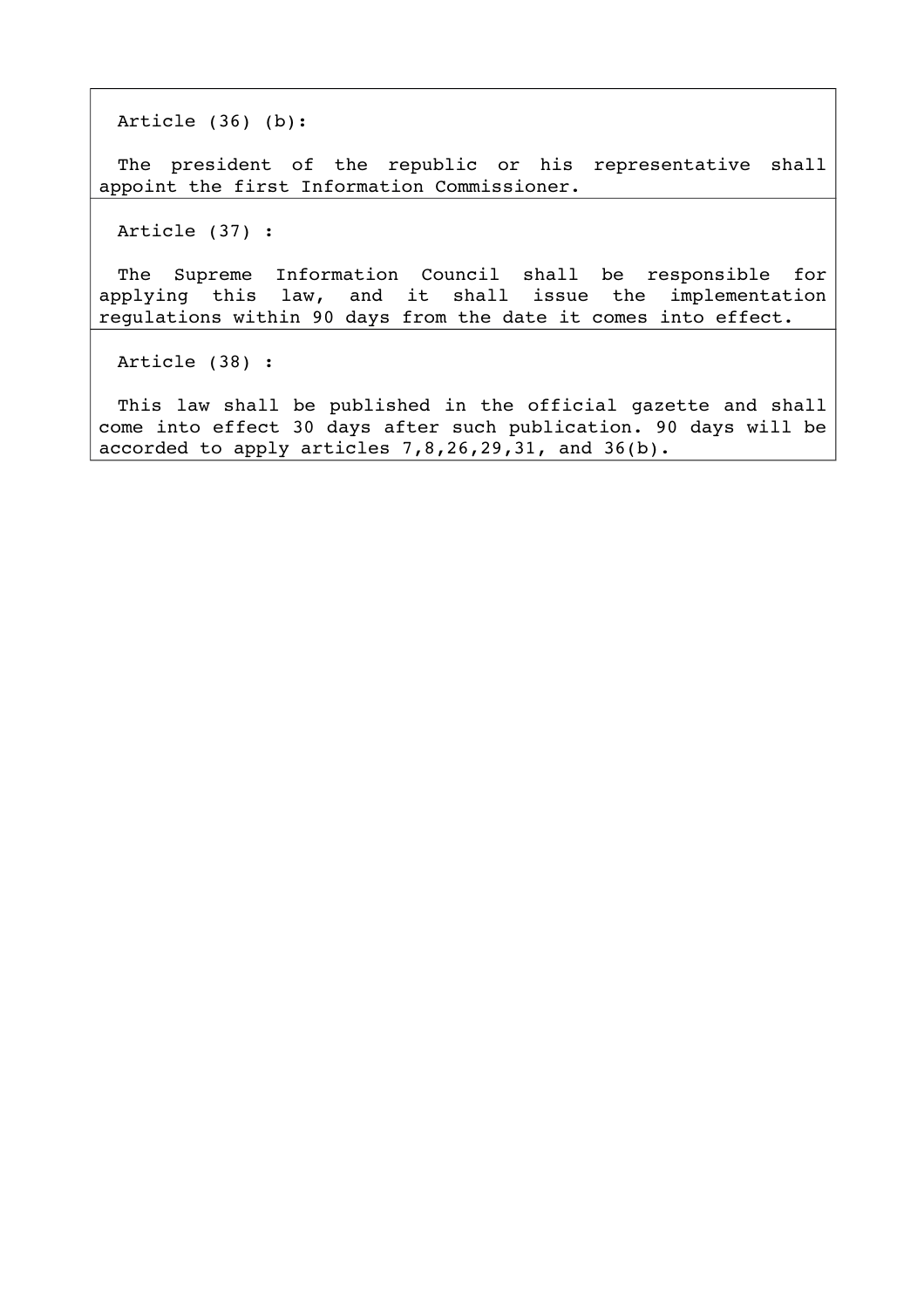Article (36) (b):

The president of the republic or his representative shall appoint the first Information Commissioner.

Article (37) :

The Supreme Information Council shall be responsible for applying this law, and it shall issue the implementation regulations within 90 days from the date it comes into effect.

Article (38) :

This law shall be published in the official gazette and shall come into effect 30 days after such publication. 90 days will be accorded to apply articles 7,8,26,29,31, and 36(b).